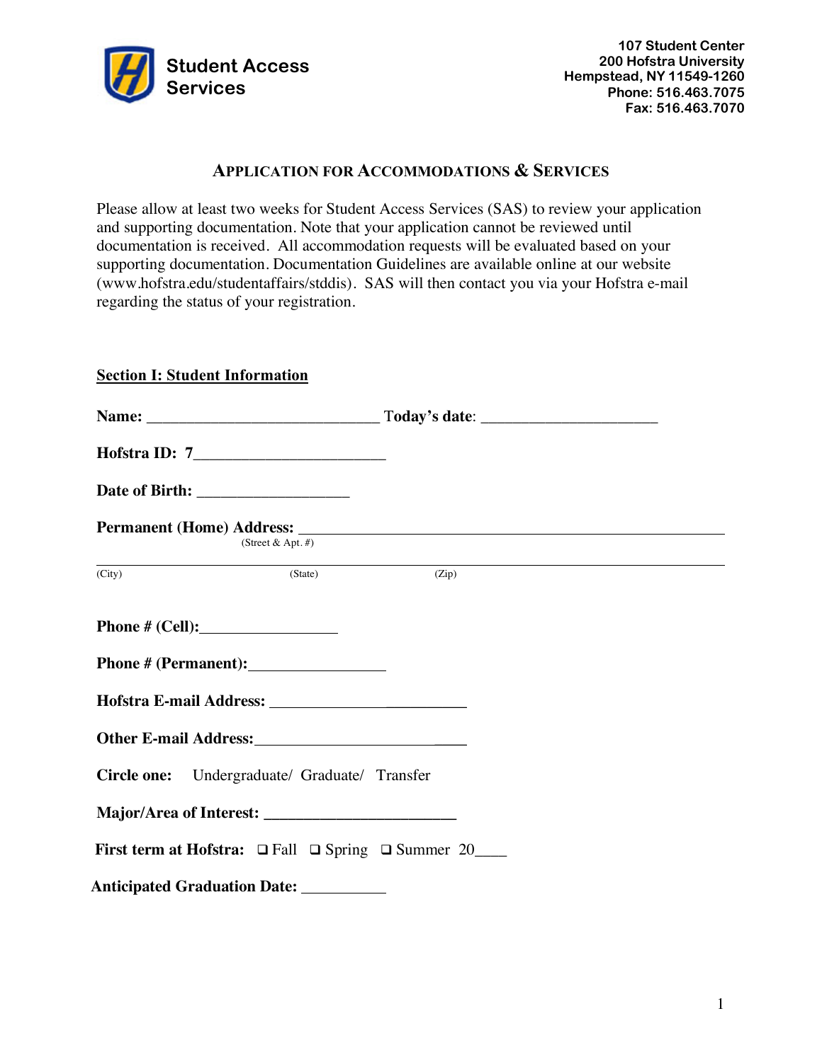Student Access Services

107 Student Center
200 Hofstra University
Hempstead, NY 11549-1260
Phone: 516.463.7075
Fax: 516.463.7070

# APPLICATION FOR ACCOMMODATIONS & SERVICES

Please allow at least two weeks for Student Access Services (SAS) to review your application and supporting documentation. Note that your application cannot be reviewed until documentation is received. All accommodation requests will be evaluated based on your supporting documentation. Documentation Guidelines are available online at our website (www.hofstra.edu/studentaffairs/stddis). SAS will then contact you via your Hofstra e-mail regarding the status of your registration.

## Section I: Student Information

**Name:** ______________________________ **Today's date**: ______________________

**Hofstra ID: 7**________________________

**Date of Birth:** ___________________

**Permanent (Home) Address:** _____________________________________________________
(Street & Apt. #)

_____________________________________________________________________
(City) (State) (Zip)

**Phone # (Cell):**_________________

**Phone # (Permanent):**_________________

**Hofstra E-mail Address:** _________________________

**Other E-mail Address:**_________________________

**Circle one:** Undergraduate/ Graduate/ Transfer

**Major/Area of Interest:** ________________________

**First term at Hofstra:** ❑ Fall ❑ Spring ❑ Summer 20____

**Anticipated Graduation Date:** ___________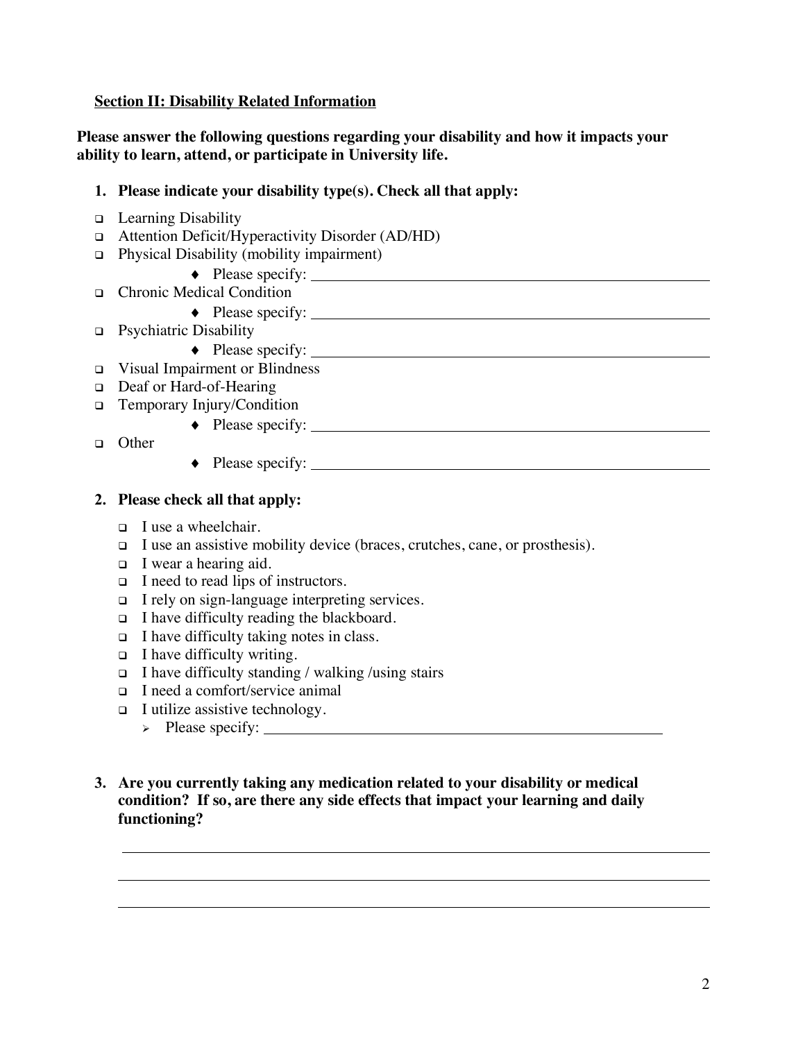**Section II: Disability Related Information**

**Please answer the following questions regarding your disability and how it impacts your ability to learn, attend, or participate in University life.**

1. **Please indicate your disability type(s). Check all that apply:**

- ☐ Learning Disability
- ☐ Attention Deficit/Hyperactivity Disorder (AD/HD)
- ☐ Physical Disability (mobility impairment)
  - ♦ Please specify: ____________________________________________
- ☐ Chronic Medical Condition
  - ♦ Please specify: ____________________________________________
- ☐ Psychiatric Disability
  - ♦ Please specify: ____________________________________________
- ☐ Visual Impairment or Blindness
- ☐ Deaf or Hard-of-Hearing
- ☐ Temporary Injury/Condition
  - ♦ Please specify: ____________________________________________
- ☐ Other
  - ♦ Please specify: ____________________________________________

2. **Please check all that apply:**

- ☐ I use a wheelchair.
- ☐ I use an assistive mobility device (braces, crutches, cane, or prosthesis).
- ☐ I wear a hearing aid.
- ☐ I need to read lips of instructors.
- ☐ I rely on sign-language interpreting services.
- ☐ I have difficulty reading the blackboard.
- ☐ I have difficulty taking notes in class.
- ☐ I have difficulty writing.
- ☐ I have difficulty standing / walking /using stairs
- ☐ I need a comfort/service animal
- ☐ I utilize assistive technology.
  - ➢ Please specify: ____________________________________________

3. **Are you currently taking any medication related to your disability or medical condition? If so, are there any side effects that impact your learning and daily functioning?**

______________________________________________________________________

______________________________________________________________________

______________________________________________________________________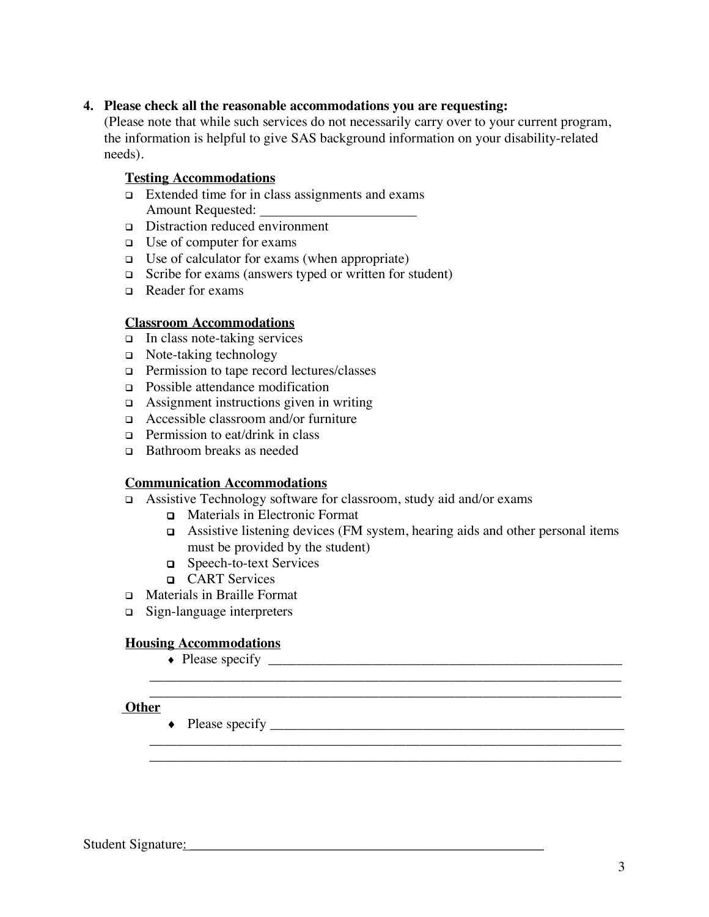**4. Please check all the reasonable accommodations you are requesting:**
(Please note that while such services do not necessarily carry over to your current program, the information is helpful to give SAS background information on your disability-related needs).

**Testing Accommodations**

- ☐ Extended time for in class assignments and exams
  Amount Requested: ______________________
- ☐ Distraction reduced environment
- ☐ Use of computer for exams
- ☐ Use of calculator for exams (when appropriate)
- ☐ Scribe for exams (answers typed or written for student)
- ☐ Reader for exams

**Classroom Accommodations**

- ☐ In class note-taking services
- ☐ Note-taking technology
- ☐ Permission to tape record lectures/classes
- ☐ Possible attendance modification
- ☐ Assignment instructions given in writing
- ☐ Accessible classroom and/or furniture
- ☐ Permission to eat/drink in class
- ☐ Bathroom breaks as needed

**Communication Accommodations**

- ☐ Assistive Technology software for classroom, study aid and/or exams
  - ☐ Materials in Electronic Format
  - ☐ Assistive listening devices (FM system, hearing aids and other personal items must be provided by the student)
  - ☐ Speech-to-text Services
  - ☐ CART Services
- ☐ Materials in Braille Format
- ☐ Sign-language interpreters

**Housing Accommodations**

- Please specify ______________________________________________________

______________________________________________________________________

______________________________________________________________________

**Other**

- Please specify ______________________________________________________

______________________________________________________________________

______________________________________________________________________

Student Signature:_______________________________________________________